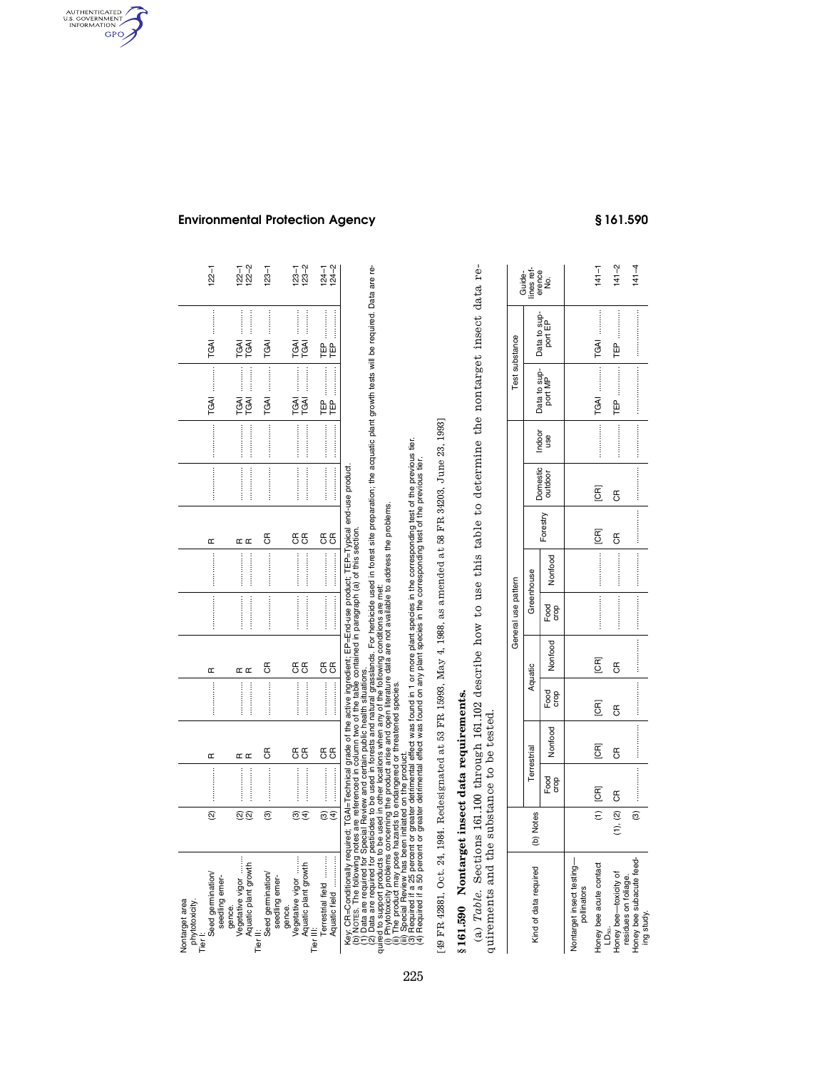| Kind of data required | (b) Notes | General use pattern | | | | | | | | | Test substance | | Guidelines reference No. |
|---|---|---|---|---|---|---|---|---|---|---|---|---|---|
| | | Terrestrial | | Aquatic | | Greenhouse | | Forestry | Domestic outdoor | Indoor use | Data to support MP | Data to support EP | |
| | | Food crop | Nonfood | Food crop | Nonfood | Food crop | Nonfood | | | | | | |
| Nontarget area phytotoxicity. | | | | | | | | | | | | | |
| Tier I: | | | | | | | | | | | | | |
| Seed germination/seedling emergence. | (2) | .......... | R | .......... | R | .......... | .......... | R | .......... | .......... | TGAI .......... | TGAI .......... | 122–1 |
| Vegetative vigor .......... | (2) | .......... | R | .......... | R | .......... | .......... | R | .......... | .......... | TGAI .......... | TGAI .......... | 122–1 |
| Aquatic plant growth | (2) | .......... | R | .......... | R | .......... | .......... | R | .......... | .......... | TGAI .......... | TGAI .......... | 122–2 |
| Tier II: | | | | | | | | | | | | | |
| Seed germination/seedling emergence. | (3) | .......... | CR | .......... | CR | .......... | .......... | CR | .......... | .......... | TGAI .......... | TGAI .......... | 123–1 |
| Vegetative vigor .......... | (3) | .......... | CR | .......... | CR | .......... | .......... | CR | .......... | .......... | TGAI .......... | TGAI .......... | 123–1 |
| Aquatic plant growth | (4) | .......... | CR | .......... | CR | .......... | .......... | CR | .......... | .......... | TGAI .......... | TGAI .......... | 123–2 |
| Tier III: | | | | | | | | | | | | | |
| Terrestrial field .......... | (3) | .......... | CR | .......... | CR | .......... | .......... | CR | .......... | .......... | TEP .......... | TEP .......... | 124–1 |
| Aquatic field .......... | (4) | .......... | CR | .......... | CR | .......... | .......... | CR | .......... | .......... | TEP .......... | TEP .......... | 124–2 |

Key: CR=Conditionally required; TGAI=Technical grade of the active ingredient; EP=End-use product; TEP=Typical end-use product.

(b) NOTES. The following notes are referenced in column two of the table contained in paragraph (a) of this section.

(1) Data are required for Special Review and certain public health situations.

(2) Data are required for pesticides to be used in forests and natural grasslands. For herbicide used in forest site preparation; the acquatic plant growth tests will be required. Data are required to support products to be used in other locations when any of the following conditions are met:

(i) Phytotoxicity problems concerning the product arise and open literature data are not available to address the problems.

(ii) The product may pose hazards to endangered or threatened species.

(iii) Special Review has been initiated on the product.

(3) Required if a 25 percent or greater detrimental effect was found in 1 or more plant species in the corresponding test of the previous tier.

(4) Required if a 50 percent or greater detrimental effect was found on any plant species in the corresponding test of the previous tier.

[49 FR 42881, Oct. 24, 1984. Redesignated at 53 FR 15993, May 4, 1988, as amended at 58 FR 34203, June 23, 1993]

## § 161.590 Nontarget insect data requirements.

(a) *Table.* Sections 161.100 through 161.102 describe how to use this table to determine the nontarget insect data requirements and the substance to be tested.

| Kind of data required | (b) Notes | General use pattern | | | | | | | | | Test substance | | Guidelines reference No. |
|---|---|---|---|---|---|---|---|---|---|---|---|---|---|
| | | Terrestrial | | Aquatic | | Greenhouse | | Forestry | Domestic outdoor | Indoor use | Data to support MP | Data to support EP | |
| | | Food crop | Nonfood | Food crop | Nonfood | Food crop | Nonfood | | | | | | |
| Nontarget insect testing—pollinators | | | | | | | | | | | | | |
| Honey bee acute contact $LD_{50}$. | (1) | [CR] | [CR] | [CR] | [CR] | .......... | .......... | [CR] | [CR] | .......... | TGAI .......... | TGAI .......... | 141–1 |
| Honey bee—toxicity of residues on foliage. | (1), (2) | CR | CR | CR | CR | .......... | .......... | CR | CR | .......... | TEP .......... | TEP .......... | 141–2 |
| Honey bee subacute feeding study. | (3) | .......... | .......... | .......... | .......... | .......... | .......... | .......... | .......... | .......... | .......... | .......... | 141–4 |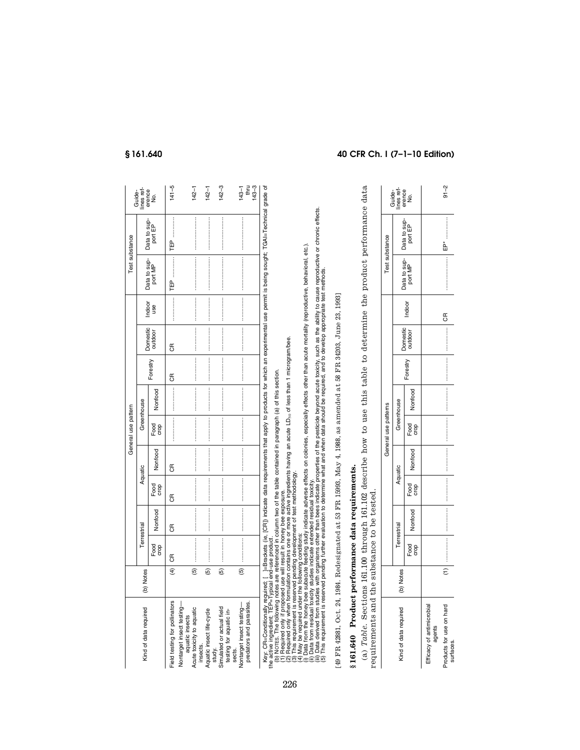| Kind of data required | (b) Notes | General use pattern | | | | | | | | | Test substance | | Guide-lines ref-erence No. |
|---|---|---|---|---|---|---|---|---|---|---|---|---|---|
| | | Terrestrial | | Aquatic | | Greenhouse | | Forestry | Domestic outdoor | Indoor use | Data to sup-port MP | Data to sup-port EP | |
| | | Food crop | Nonfood | Food crop | Nonfood | Food crop | Nonfood | | | | | | |
| Field testing for pollinators | (4) | CR | CR | CR | CR | .......... | .......... | CR | CR | .......... | TEP .......... | TEP .......... | 141–5 |
| Nontarget insect testing—aquatic insects | | | | | | | | | | | | | |
| Acute toxicity to aquatic insects. | (5) | .......... | .......... | .......... | .......... | .......... | .......... | .......... | .......... | .......... | .......... | .......... | 142–1 |
| Aquatic insect life-cycle study. | (5) | .......... | .......... | .......... | .......... | .......... | .......... | .......... | .......... | .......... | .......... | .......... | 142–1 |
| Simulated or actual field testing for aquatic insects. | (5) | .......... | .......... | .......... | .......... | .......... | .......... | .......... | .......... | .......... | .......... | .......... | 142–3 |
| Nontarget insect testing—predators and parasites. | (5) | .......... | .......... | .......... | .......... | .......... | .......... | .......... | .......... | .......... | .......... | .......... | 143–1 thru 143–3 |

Key: CR=Conditionally required; [ ]=Brackets (ie, [CR]) indicate data requirements that apply to products for which an experimental use permit is being sought; TGAI=Technical grade of the active ingredient; TEP=Typical end-use product.

(b) NOTES. The following notes are referenced in column two of the table contained in paragraph (a) of this section.

(1) Required only if proposed use will result in honey bee exposure.
(2) Required only when formulation contains one or more active ingredients having an acute $LD_{50}$ of less than 1 microgram/bee.
(3) This requirement is reserved pending development of test methodology.
(4) May be required under the following conditions:
(i) Data from the honey bee subacute feeding study indicate adverse effects on colonies, especially effects other than acute mortality (reproductive, behavioral, etc.).
(ii) Data from residual toxicity studies indicate extended residual toxicity.
(iii) Data derived from studies with organisms other than bees indicate properties of the pesticide beyond acute toxicity, such as the ability to cause reproductive or chronic effects.
(5) This requirement is reserved pending further evaluation to determine what and when data should be required, and to develop appropriate test methods.

[49 FR 42881, Oct. 24, 1984. Redesignated at 53 FR 15993, May 4, 1988, as amended at 58 FR 34203, June 23, 1993]

## § 161.640 Product performance data requirements.

(a) *Table.* Sections 161.100 through 161.102 describe how to use this table to determine the product performance data requirements and the substance to be tested.

| Kind of data required | (b) Notes | General use patterns | | | | | | | | | Test substance | | Guide-lines ref-erence No. |
|---|---|---|---|---|---|---|---|---|---|---|---|---|---|
| | | Terrestrial | | Aquatic | | Greenhouse | | Forestry | Domestic outdoor | Indoor | Data to sup-port MP | Data to sup-port EP | |
| | | Food crop | Nonfood | Food crop | Nonfood | Food crop | Nonfood | | | | | | |
| Efficacy of antimicrobial agents | | | | | | | | | | | | | |
| Products for use on hard surfaces. | (1) | .......... | .......... | .......... | .......... | .......... | .......... | .......... | .......... | CR | .......... | EP* .......... | 91–2 |